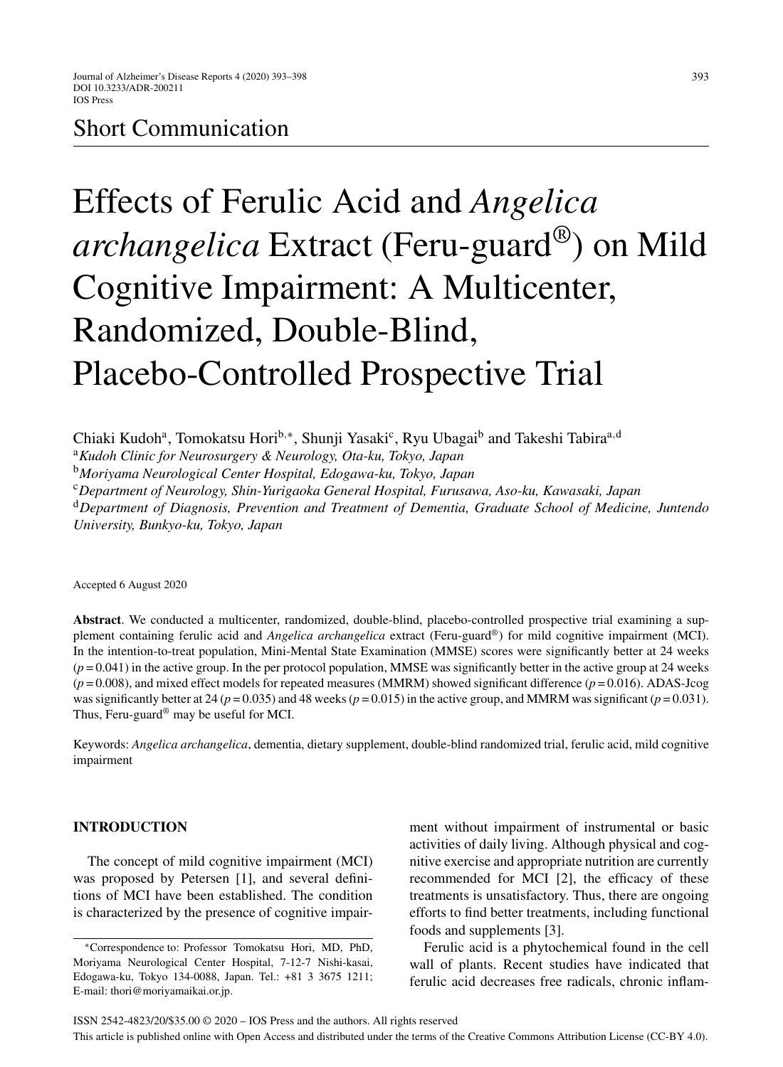Short Communication

# Effects of Ferulic Acid and *Angelica archangelica* Extract (Feru-guard®) on Mild Cognitive Impairment: A Multicenter, Randomized, Double-Blind, Placebo-Controlled Prospective Trial

Chiaki Kudoh[a], Tomokatsu Hori[b,*], Shunji Yasaki[c], Ryu Ubagai[b] and Takeshi Tabira[a,d]

[a]*Kudoh Clinic for Neurosurgery & Neurology, Ota-ku, Tokyo, Japan*
[b]*Moriyama Neurological Center Hospital, Edogawa-ku, Tokyo, Japan*
[c]*Department of Neurology, Shin-Yurigaoka General Hospital, Furusawa, Aso-ku, Kawasaki, Japan*
[d]*Department of Diagnosis, Prevention and Treatment of Dementia, Graduate School of Medicine, Juntendo University, Bunkyo-ku, Tokyo, Japan*

Accepted 6 August 2020

**Abstract**. We conducted a multicenter, randomized, double-blind, placebo-controlled prospective trial examining a supplement containing ferulic acid and *Angelica archangelica* extract (Feru-guard®) for mild cognitive impairment (MCI). In the intention-to-treat population, Mini-Mental State Examination (MMSE) scores were significantly better at 24 weeks ($p = 0.041$) in the active group. In the per protocol population, MMSE was significantly better in the active group at 24 weeks ($p = 0.008$), and mixed effect models for repeated measures (MMRM) showed significant difference ($p = 0.016$). ADAS-Jcog was significantly better at 24 ($p = 0.035$) and 48 weeks ($p = 0.015$) in the active group, and MMRM was significant ($p = 0.031$). Thus, Feru-guard® may be useful for MCI.

Keywords: *Angelica archangelica*, dementia, dietary supplement, double-blind randomized trial, ferulic acid, mild cognitive impairment

## INTRODUCTION

The concept of mild cognitive impairment (MCI) was proposed by Petersen [1], and several definitions of MCI have been established. The condition is characterized by the presence of cognitive impairment without impairment of instrumental or basic activities of daily living. Although physical and cognitive exercise and appropriate nutrition are currently recommended for MCI [2], the efficacy of these treatments is unsatisfactory. Thus, there are ongoing efforts to find better treatments, including functional foods and supplements [3].

Ferulic acid is a phytochemical found in the cell wall of plants. Recent studies have indicated that ferulic acid decreases free radicals, chronic inflam-

*Correspondence to: Professor Tomokatsu Hori, MD, PhD, Moriyama Neurological Center Hospital, 7-12-7 Nishi-kasai, Edogawa-ku, Tokyo 134-0088, Japan. Tel.: +81 3 3675 1211; E-mail: thori@moriyamaikai.or.jp.

ISSN 2542-4823/20/$35.00 © 2020 – IOS Press and the authors. All rights reserved

This article is published online with Open Access and distributed under the terms of the Creative Commons Attribution License (CC-BY 4.0).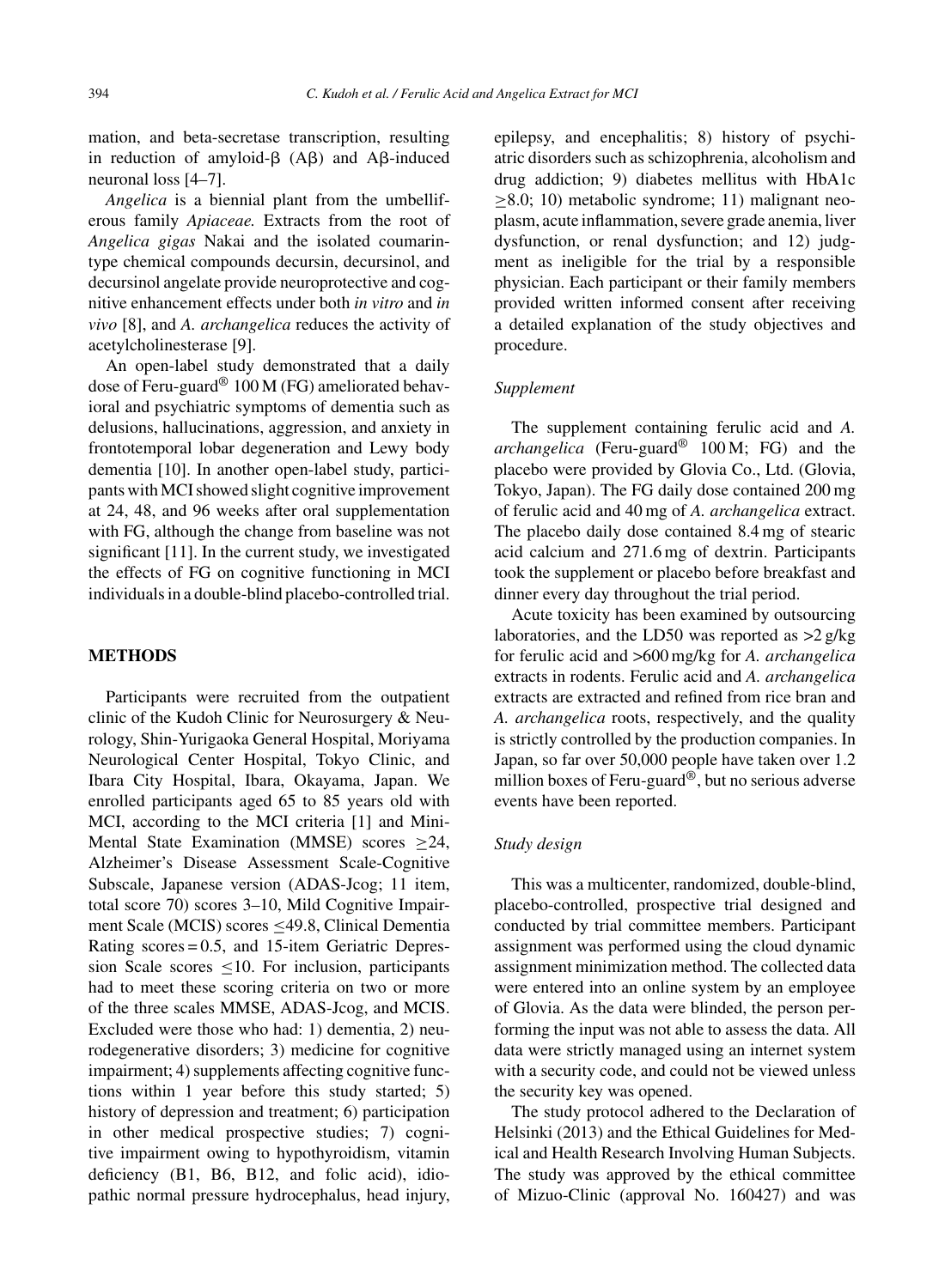mation, and beta-secretase transcription, resulting in reduction of amyloid-β (Aβ) and Aβ-induced neuronal loss [4–7].

*Angelica* is a biennial plant from the umbelliferous family *Apiaceae.* Extracts from the root of *Angelica gigas* Nakai and the isolated coumarin-type chemical compounds decursin, decursinol, and decursinol angelate provide neuroprotective and cognitive enhancement effects under both *in vitro* and *in vivo* [8], and *A. archangelica* reduces the activity of acetylcholinesterase [9].

An open-label study demonstrated that a daily dose of Feru-guard® 100 M (FG) ameliorated behavioral and psychiatric symptoms of dementia such as delusions, hallucinations, aggression, and anxiety in frontotemporal lobar degeneration and Lewy body dementia [10]. In another open-label study, participants with MCI showed slight cognitive improvement at 24, 48, and 96 weeks after oral supplementation with FG, although the change from baseline was not significant [11]. In the current study, we investigated the effects of FG on cognitive functioning in MCI individuals in a double-blind placebo-controlled trial.

## METHODS

Participants were recruited from the outpatient clinic of the Kudoh Clinic for Neurosurgery & Neurology, Shin-Yurigaoka General Hospital, Moriyama Neurological Center Hospital, Tokyo Clinic, and Ibara City Hospital, Ibara, Okayama, Japan. We enrolled participants aged 65 to 85 years old with MCI, according to the MCI criteria [1] and Mini-Mental State Examination (MMSE) scores $\geq$24, Alzheimer's Disease Assessment Scale-Cognitive Subscale, Japanese version (ADAS-Jcog; 11 item, total score 70) scores 3–10, Mild Cognitive Impairment Scale (MCIS) scores $\leq$49.8, Clinical Dementia Rating scores = 0.5, and 15-item Geriatric Depression Scale scores $\leq$10. For inclusion, participants had to meet these scoring criteria on two or more of the three scales MMSE, ADAS-Jcog, and MCIS. Excluded were those who had: 1) dementia, 2) neurodegenerative disorders; 3) medicine for cognitive impairment; 4) supplements affecting cognitive functions within 1 year before this study started; 5) history of depression and treatment; 6) participation in other medical prospective studies; 7) cognitive impairment owing to hypothyroidism, vitamin deficiency (B1, B6, B12, and folic acid), idiopathic normal pressure hydrocephalus, head injury, epilepsy, and encephalitis; 8) history of psychiatric disorders such as schizophrenia, alcoholism and drug addiction; 9) diabetes mellitus with HbA1c $\geq$8.0; 10) metabolic syndrome; 11) malignant neoplasm, acute inflammation, severe grade anemia, liver dysfunction, or renal dysfunction; and 12) judgment as ineligible for the trial by a responsible physician. Each participant or their family members provided written informed consent after receiving a detailed explanation of the study objectives and procedure.

### *Supplement*

The supplement containing ferulic acid and *A. archangelica* (Feru-guard® 100 M; FG) and the placebo were provided by Glovia Co., Ltd. (Glovia, Tokyo, Japan). The FG daily dose contained 200 mg of ferulic acid and 40 mg of *A. archangelica* extract. The placebo daily dose contained 8.4 mg of stearic acid calcium and 271.6 mg of dextrin. Participants took the supplement or placebo before breakfast and dinner every day throughout the trial period.

Acute toxicity has been examined by outsourcing laboratories, and the LD50 was reported as >2 g/kg for ferulic acid and >600 mg/kg for *A. archangelica* extracts in rodents. Ferulic acid and *A. archangelica* extracts are extracted and refined from rice bran and *A. archangelica* roots, respectively, and the quality is strictly controlled by the production companies. In Japan, so far over 50,000 people have taken over 1.2 million boxes of Feru-guard®, but no serious adverse events have been reported.

### *Study design*

This was a multicenter, randomized, double-blind, placebo-controlled, prospective trial designed and conducted by trial committee members. Participant assignment was performed using the cloud dynamic assignment minimization method. The collected data were entered into an online system by an employee of Glovia. As the data were blinded, the person performing the input was not able to assess the data. All data were strictly managed using an internet system with a security code, and could not be viewed unless the security key was opened.

The study protocol adhered to the Declaration of Helsinki (2013) and the Ethical Guidelines for Medical and Health Research Involving Human Subjects. The study was approved by the ethical committee of Mizuo-Clinic (approval No. 160427) and was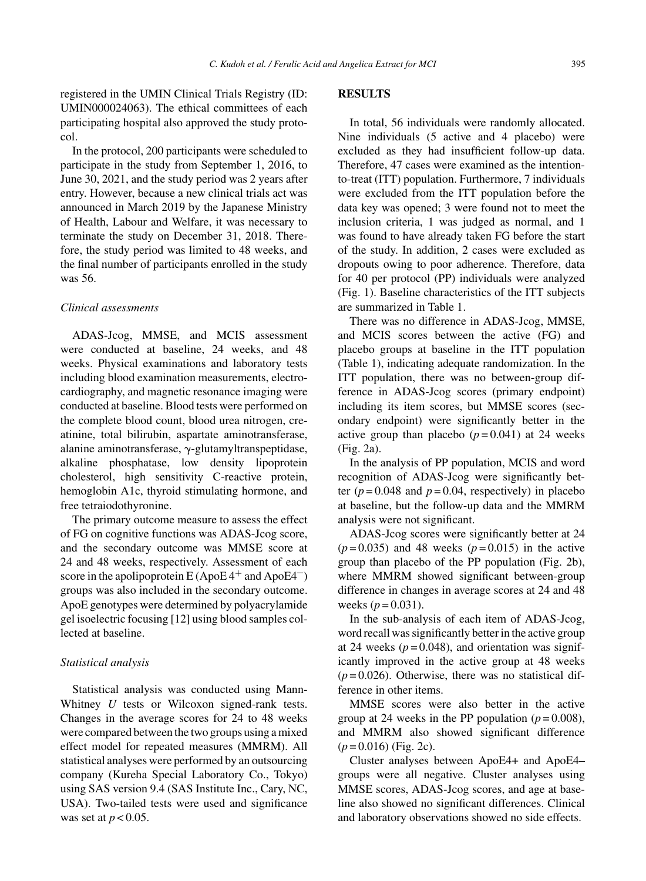registered in the UMIN Clinical Trials Registry (ID: UMIN000024063). The ethical committees of each participating hospital also approved the study protocol.

In the protocol, 200 participants were scheduled to participate in the study from September 1, 2016, to June 30, 2021, and the study period was 2 years after entry. However, because a new clinical trials act was announced in March 2019 by the Japanese Ministry of Health, Labour and Welfare, it was necessary to terminate the study on December 31, 2018. Therefore, the study period was limited to 48 weeks, and the final number of participants enrolled in the study was 56.

### *Clinical assessments*

ADAS-Jcog, MMSE, and MCIS assessment were conducted at baseline, 24 weeks, and 48 weeks. Physical examinations and laboratory tests including blood examination measurements, electrocardiography, and magnetic resonance imaging were conducted at baseline. Blood tests were performed on the complete blood count, blood urea nitrogen, creatinine, total bilirubin, aspartate aminotransferase, alanine aminotransferase, γ-glutamyltranspeptidase, alkaline phosphatase, low density lipoprotein cholesterol, high sensitivity C-reactive protein, hemoglobin A1c, thyroid stimulating hormone, and free tetraiodothyronine.

The primary outcome measure to assess the effect of FG on cognitive functions was ADAS-Jcog score, and the secondary outcome was MMSE score at 24 and 48 weeks, respectively. Assessment of each score in the apolipoprotein E (ApoE $4^{+}$ and ApoE$4^{-}$) groups was also included in the secondary outcome. ApoE genotypes were determined by polyacrylamide gel isoelectric focusing [12] using blood samples collected at baseline.

### *Statistical analysis*

Statistical analysis was conducted using Mann-Whitney *U* tests or Wilcoxon signed-rank tests. Changes in the average scores for 24 to 48 weeks were compared between the two groups using a mixed effect model for repeated measures (MMRM). All statistical analyses were performed by an outsourcing company (Kureha Special Laboratory Co., Tokyo) using SAS version 9.4 (SAS Institute Inc., Cary, NC, USA). Two-tailed tests were used and significance was set at $p < 0.05$.

## RESULTS

In total, 56 individuals were randomly allocated. Nine individuals (5 active and 4 placebo) were excluded as they had insufficient follow-up data. Therefore, 47 cases were examined as the intention-to-treat (ITT) population. Furthermore, 7 individuals were excluded from the ITT population before the data key was opened; 3 were found not to meet the inclusion criteria, 1 was judged as normal, and 1 was found to have already taken FG before the start of the study. In addition, 2 cases were excluded as dropouts owing to poor adherence. Therefore, data for 40 per protocol (PP) individuals were analyzed (Fig. 1). Baseline characteristics of the ITT subjects are summarized in Table 1.

There was no difference in ADAS-Jcog, MMSE, and MCIS scores between the active (FG) and placebo groups at baseline in the ITT population (Table 1), indicating adequate randomization. In the ITT population, there was no between-group difference in ADAS-Jcog scores (primary endpoint) including its item scores, but MMSE scores (secondary endpoint) were significantly better in the active group than placebo ($p = 0.041$) at 24 weeks (Fig. 2a).

In the analysis of PP population, MCIS and word recognition of ADAS-Jcog were significantly better ($p = 0.048$ and $p = 0.04$, respectively) in placebo at baseline, but the follow-up data and the MMRM analysis were not significant.

ADAS-Jcog scores were significantly better at 24 ($p = 0.035$) and 48 weeks ($p = 0.015$) in the active group than placebo of the PP population (Fig. 2b), where MMRM showed significant between-group difference in changes in average scores at 24 and 48 weeks ($p = 0.031$).

In the sub-analysis of each item of ADAS-Jcog, word recall was significantly better in the active group at 24 weeks ($p = 0.048$), and orientation was significantly improved in the active group at 48 weeks ($p = 0.026$). Otherwise, there was no statistical difference in other items.

MMSE scores were also better in the active group at 24 weeks in the PP population ($p = 0.008$), and MMRM also showed significant difference ($p = 0.016$) (Fig. 2c).

Cluster analyses between ApoE4+ and ApoE4– groups were all negative. Cluster analyses using MMSE scores, ADAS-Jcog scores, and age at baseline also showed no significant differences. Clinical and laboratory observations showed no side effects.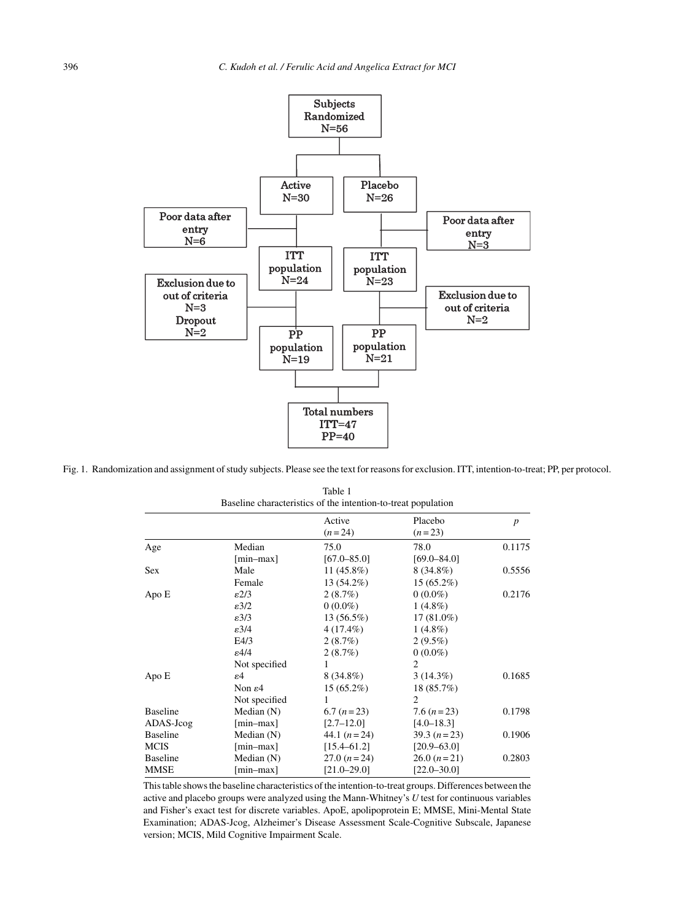Subjects Randomized N=56

Active N=30

Placebo N=26

Poor data after entry N=6

Poor data after entry N=3

ITT population N=24

ITT population N=23

Exclusion due to out of criteria N=3 Dropout N=2

Exclusion due to out of criteria N=2

PP population N=19

PP population N=21

Total numbers ITT=47 PP=40

Fig. 1. Randomization and assignment of study subjects. Please see the text for reasons for exclusion. ITT, intention-to-treat; PP, per protocol.

Table 1
Baseline characteristics of the intention-to-treat population

| | | Active ($n = 24$) | Placebo ($n = 23$) | $p$ |
|---|---|---|---|---|
| Age | Median | 75.0 | 78.0 | 0.1175 |
| | [min–max] | [67.0–85.0] | [69.0–84.0] | |
| Sex | Male | 11 (45.8%) | 8 (34.8%) | 0.5556 |
| | Female | 13 (54.2%) | 15 (65.2%) | |
| Apo E | ε2/3 | 2 (8.7%) | 0 (0.0%) | 0.2176 |
| | ε3/2 | 0 (0.0%) | 1 (4.8%) | |
| | ε3/3 | 13 (56.5%) | 17 (81.0%) | |
| | ε3/4 | 4 (17.4%) | 1 (4.8%) | |
| | E4/3 | 2 (8.7%) | 2 (9.5%) | |
| | ε4/4 | 2 (8.7%) | 0 (0.0%) | |
| | Not specified | 1 | 2 | |
| Apo E | ε4 | 8 (34.8%) | 3 (14.3%) | 0.1685 |
| | Non ε4 | 15 (65.2%) | 18 (85.7%) | |
| | Not specified | 1 | 2 | |
| Baseline ADAS-Jcog | Median (N) | 6.7 ($n = 23$) | 7.6 ($n = 23$) | 0.1798 |
| | [min–max] | [2.7–12.0] | [4.0–18.3] | |
| Baseline MCIS | Median (N) | 44.1 ($n = 24$) | 39.3 ($n = 23$) | 0.1906 |
| | [min–max] | [15.4–61.2] | [20.9–63.0] | |
| Baseline MMSE | Median (N) | 27.0 ($n = 24$) | 26.0 ($n = 21$) | 0.2803 |
| | [min–max] | [21.0–29.0] | [22.0–30.0] | |

This table shows the baseline characteristics of the intention-to-treat groups. Differences between the active and placebo groups were analyzed using the Mann-Whitney's *U* test for continuous variables and Fisher's exact test for discrete variables. ApoE, apolipoprotein E; MMSE, Mini-Mental State Examination; ADAS-Jcog, Alzheimer's Disease Assessment Scale-Cognitive Subscale, Japanese version; MCIS, Mild Cognitive Impairment Scale.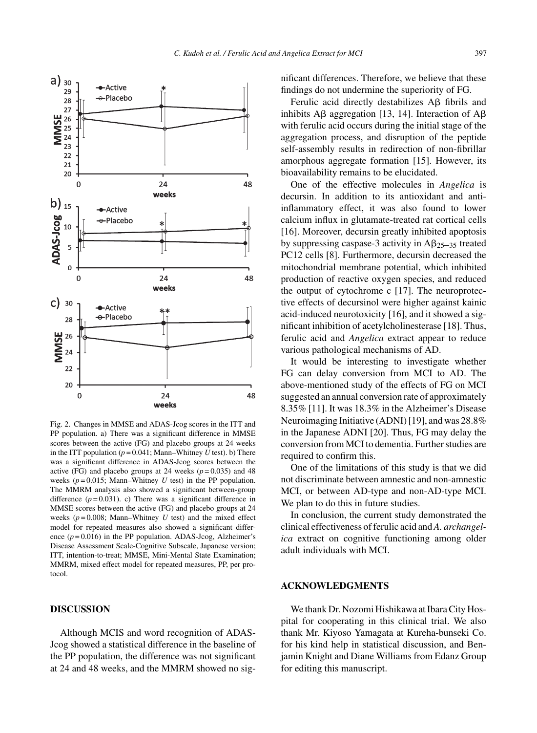Fig. 2. Changes in MMSE and ADAS-Jcog scores in the ITT and PP population. a) There was a significant difference in MMSE scores between the active (FG) and placebo groups at 24 weeks in the ITT population ($p = 0.041$; Mann–Whitney $U$ test). b) There was a significant difference in ADAS-Jcog scores between the active (FG) and placebo groups at 24 weeks ($p = 0.035$) and 48 weeks ($p = 0.015$; Mann–Whitney $U$ test) in the PP population. The MMRM analysis also showed a significant between-group difference ($p = 0.031$). c) There was a significant difference in MMSE scores between the active (FG) and placebo groups at 24 weeks ($p = 0.008$; Mann–Whitney $U$ test) and the mixed effect model for repeated measures also showed a significant difference ($p = 0.016$) in the PP population. ADAS-Jcog, Alzheimer's Disease Assessment Scale-Cognitive Subscale, Japanese version; ITT, intention-to-treat; MMSE, Mini-Mental State Examination; MMRM, mixed effect model for repeated measures, PP, per protocol.

## DISCUSSION

Although MCIS and word recognition of ADAS-Jcog showed a statistical difference in the baseline of the PP population, the difference was not significant at 24 and 48 weeks, and the MMRM showed no significant differences. Therefore, we believe that these findings do not undermine the superiority of FG.

Ferulic acid directly destabilizes Aβ fibrils and inhibits Aβ aggregation [13, 14]. Interaction of Aβ with ferulic acid occurs during the initial stage of the aggregation process, and disruption of the peptide self-assembly results in redirection of non-fibrillar amorphous aggregate formation [15]. However, its bioavailability remains to be elucidated.

One of the effective molecules in *Angelica* is decursin. In addition to its antioxidant and anti-inflammatory effect, it was also found to lower calcium influx in glutamate-treated rat cortical cells [16]. Moreover, decursin greatly inhibited apoptosis by suppressing caspase-3 activity in $A\beta_{25-35}$ treated PC12 cells [8]. Furthermore, decursin decreased the mitochondrial membrane potential, which inhibited production of reactive oxygen species, and reduced the output of cytochrome c [17]. The neuroprotective effects of decursinol were higher against kainic acid-induced neurotoxicity [16], and it showed a significant inhibition of acetylcholinesterase [18]. Thus, ferulic acid and *Angelica* extract appear to reduce various pathological mechanisms of AD.

It would be interesting to investigate whether FG can delay conversion from MCI to AD. The above-mentioned study of the effects of FG on MCI suggested an annual conversion rate of approximately 8.35% [11]. It was 18.3% in the Alzheimer's Disease Neuroimaging Initiative (ADNI) [19], and was 28.8% in the Japanese ADNI [20]. Thus, FG may delay the conversion from MCI to dementia. Further studies are required to confirm this.

One of the limitations of this study is that we did not discriminate between amnestic and non-amnestic MCI, or between AD-type and non-AD-type MCI. We plan to do this in future studies.

In conclusion, the current study demonstrated the clinical effectiveness of ferulic acid and *A. archangelica* extract on cognitive functioning among older adult individuals with MCI.

## ACKNOWLEDGMENTS

We thank Dr. Nozomi Hishikawa at Ibara City Hospital for cooperating in this clinical trial. We also thank Mr. Kiyoso Yamagata at Kureha-bunseki Co. for his kind help in statistical discussion, and Benjamin Knight and Diane Williams from Edanz Group for editing this manuscript.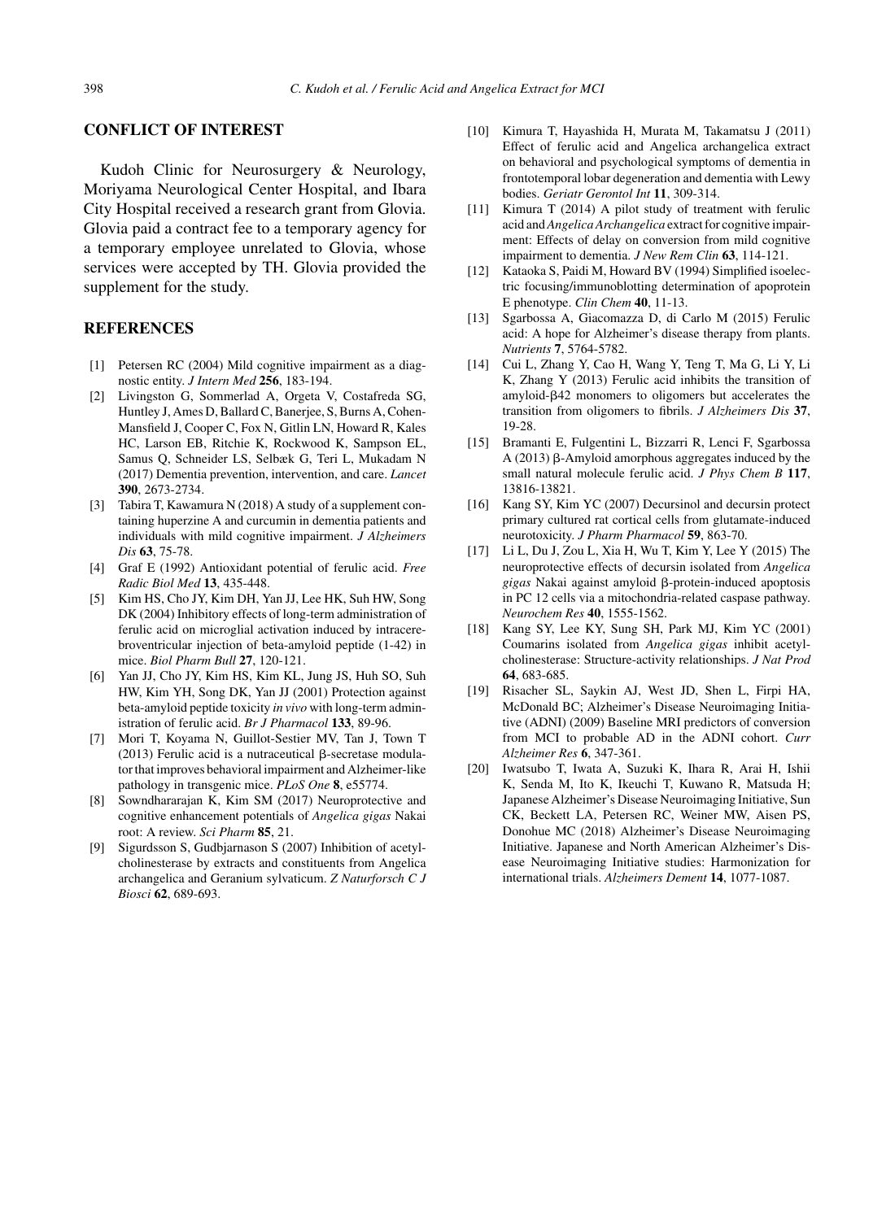## CONFLICT OF INTEREST

Kudoh Clinic for Neurosurgery & Neurology, Moriyama Neurological Center Hospital, and Ibara City Hospital received a research grant from Glovia. Glovia paid a contract fee to a temporary agency for a temporary employee unrelated to Glovia, whose services were accepted by TH. Glovia provided the supplement for the study.

## REFERENCES

[1] Petersen RC (2004) Mild cognitive impairment as a diagnostic entity. *J Intern Med* **256**, 183-194.

[2] Livingston G, Sommerlad A, Orgeta V, Costafreda SG, Huntley J, Ames D, Ballard C, Banerjee, S, Burns A, Cohen-Mansfield J, Cooper C, Fox N, Gitlin LN, Howard R, Kales HC, Larson EB, Ritchie K, Rockwood K, Sampson EL, Samus Q, Schneider LS, Selbæk G, Teri L, Mukadam N (2017) Dementia prevention, intervention, and care. *Lancet* **390**, 2673-2734.

[3] Tabira T, Kawamura N (2018) A study of a supplement containing huperzine A and curcumin in dementia patients and individuals with mild cognitive impairment. *J Alzheimers Dis* **63**, 75-78.

[4] Graf E (1992) Antioxidant potential of ferulic acid. *Free Radic Biol Med* **13**, 435-448.

[5] Kim HS, Cho JY, Kim DH, Yan JJ, Lee HK, Suh HW, Song DK (2004) Inhibitory effects of long-term administration of ferulic acid on microglial activation induced by intracerebroventricular injection of beta-amyloid peptide (1-42) in mice. *Biol Pharm Bull* **27**, 120-121.

[6] Yan JJ, Cho JY, Kim HS, Kim KL, Jung JS, Huh SO, Suh HW, Kim YH, Song DK, Yan JJ (2001) Protection against beta-amyloid peptide toxicity *in vivo* with long-term administration of ferulic acid. *Br J Pharmacol* **133**, 89-96.

[7] Mori T, Koyama N, Guillot-Sestier MV, Tan J, Town T (2013) Ferulic acid is a nutraceutical β-secretase modulator that improves behavioral impairment and Alzheimer-like pathology in transgenic mice. *PLoS One* **8**, e55774.

[8] Sowndhararajan K, Kim SM (2017) Neuroprotective and cognitive enhancement potentials of *Angelica gigas* Nakai root: A review. *Sci Pharm* **85**, 21.

[9] Sigurdsson S, Gudbjarnason S (2007) Inhibition of acetylcholinesterase by extracts and constituents from Angelica archangelica and Geranium sylvaticum. *Z Naturforsch C J Biosci* **62**, 689-693.

[10] Kimura T, Hayashida H, Murata M, Takamatsu J (2011) Effect of ferulic acid and Angelica archangelica extract on behavioral and psychological symptoms of dementia in frontotemporal lobar degeneration and dementia with Lewy bodies. *Geriatr Gerontol Int* **11**, 309-314.

[11] Kimura T (2014) A pilot study of treatment with ferulic acid and *Angelica Archangelica* extract for cognitive impairment: Effects of delay on conversion from mild cognitive impairment to dementia. *J New Rem Clin* **63**, 114-121.

[12] Kataoka S, Paidi M, Howard BV (1994) Simplified isoelectric focusing/immunoblotting determination of apoprotein E phenotype. *Clin Chem* **40**, 11-13.

[13] Sgarbossa A, Giacomazza D, di Carlo M (2015) Ferulic acid: A hope for Alzheimer's disease therapy from plants. *Nutrients* **7**, 5764-5782.

[14] Cui L, Zhang Y, Cao H, Wang Y, Teng T, Ma G, Li Y, Li K, Zhang Y (2013) Ferulic acid inhibits the transition of amyloid-β42 monomers to oligomers but accelerates the transition from oligomers to fibrils. *J Alzheimers Dis* **37**, 19-28.

[15] Bramanti E, Fulgentini L, Bizzarri R, Lenci F, Sgarbossa A (2013) β-Amyloid amorphous aggregates induced by the small natural molecule ferulic acid. *J Phys Chem B* **117**, 13816-13821.

[16] Kang SY, Kim YC (2007) Decursinol and decursin protect primary cultured rat cortical cells from glutamate-induced neurotoxicity. *J Pharm Pharmacol* **59**, 863-70.

[17] Li L, Du J, Zou L, Xia H, Wu T, Kim Y, Lee Y (2015) The neuroprotective effects of decursin isolated from *Angelica gigas* Nakai against amyloid β-protein-induced apoptosis in PC 12 cells via a mitochondria-related caspase pathway. *Neurochem Res* **40**, 1555-1562.

[18] Kang SY, Lee KY, Sung SH, Park MJ, Kim YC (2001) Coumarins isolated from *Angelica gigas* inhibit acetylcholinesterase: Structure-activity relationships. *J Nat Prod* **64**, 683-685.

[19] Risacher SL, Saykin AJ, West JD, Shen L, Firpi HA, McDonald BC; Alzheimer's Disease Neuroimaging Initiative (ADNI) (2009) Baseline MRI predictors of conversion from MCI to probable AD in the ADNI cohort. *Curr Alzheimer Res* **6**, 347-361.

[20] Iwatsubo T, Iwata A, Suzuki K, Ihara R, Arai H, Ishii K, Senda M, Ito K, Ikeuchi T, Kuwano R, Matsuda H; Japanese Alzheimer's Disease Neuroimaging Initiative, Sun CK, Beckett LA, Petersen RC, Weiner MW, Aisen PS, Donohue MC (2018) Alzheimer's Disease Neuroimaging Initiative. Japanese and North American Alzheimer's Disease Neuroimaging Initiative studies: Harmonization for international trials. *Alzheimers Dement* **14**, 1077-1087.